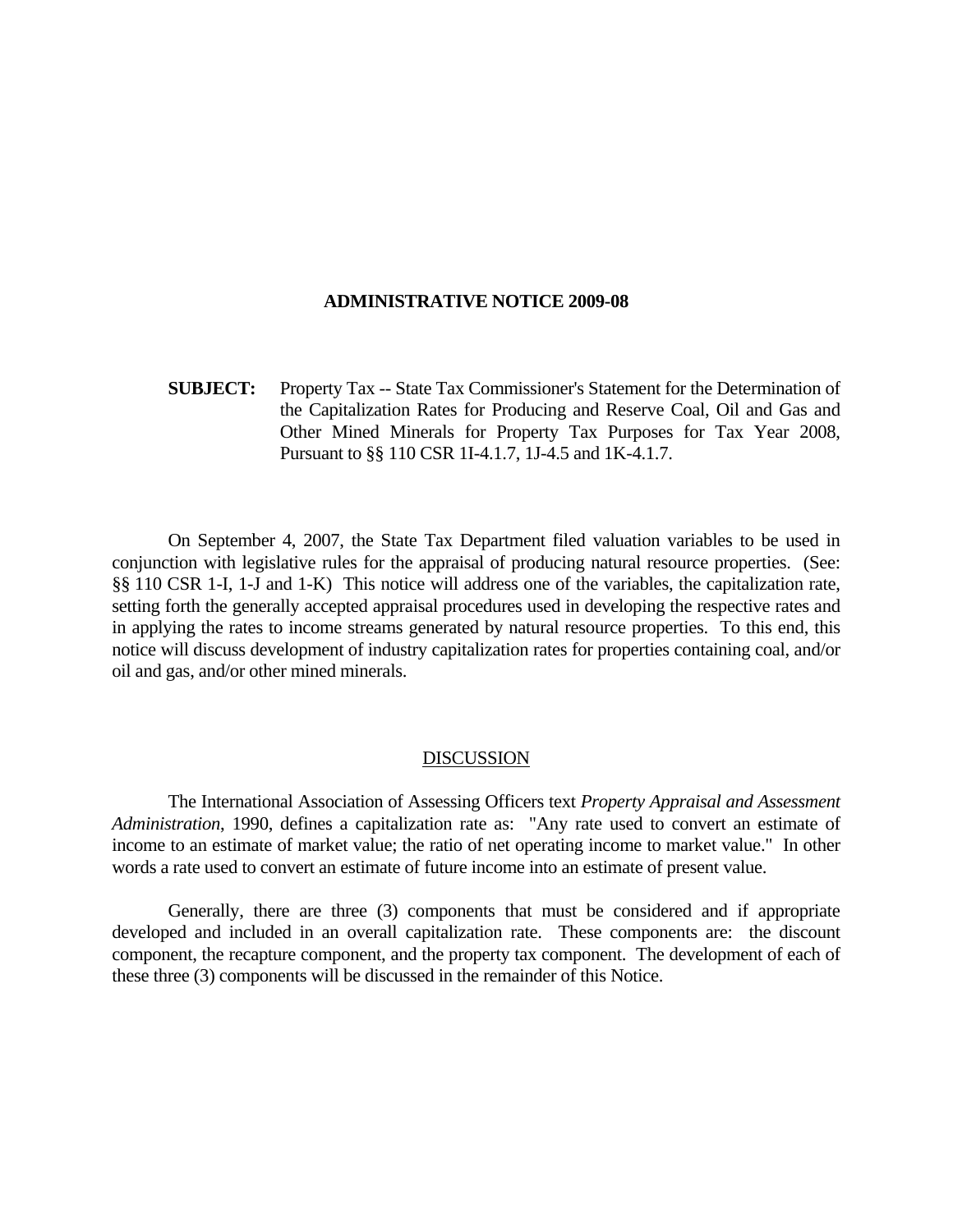# ADMINISTRATIVE NOTICE 2009-08

**SUBJECT:** Property Tax -- State Tax Commissioner's Statement for the Determination of the Capitalization Rates for Producing and Reserve Coal, Oil and Gas and Other Mined Minerals for Property Tax Purposes for Tax Year 2008, Pursuant to §§ 110 CSR 1I-4.1.7, 1J-4.5 and 1K-4.1.7.

On September 4, 2007, the State Tax Department filed valuation variables to be used in conjunction with legislative rules for the appraisal of producing natural resource properties. (See: §§ 110 CSR 1-I, 1-J and 1-K) This notice will address one of the variables, the capitalization rate, setting forth the generally accepted appraisal procedures used in developing the respective rates and in applying the rates to income streams generated by natural resource properties. To this end, this notice will discuss development of industry capitalization rates for properties containing coal, and/or oil and gas, and/or other mined minerals.

## DISCUSSION

The International Association of Assessing Officers text *Property Appraisal and Assessment Administration*, 1990, defines a capitalization rate as: "Any rate used to convert an estimate of income to an estimate of market value; the ratio of net operating income to market value." In other words a rate used to convert an estimate of future income into an estimate of present value.

Generally, there are three (3) components that must be considered and if appropriate developed and included in an overall capitalization rate. These components are: the discount component, the recapture component, and the property tax component. The development of each of these three (3) components will be discussed in the remainder of this Notice.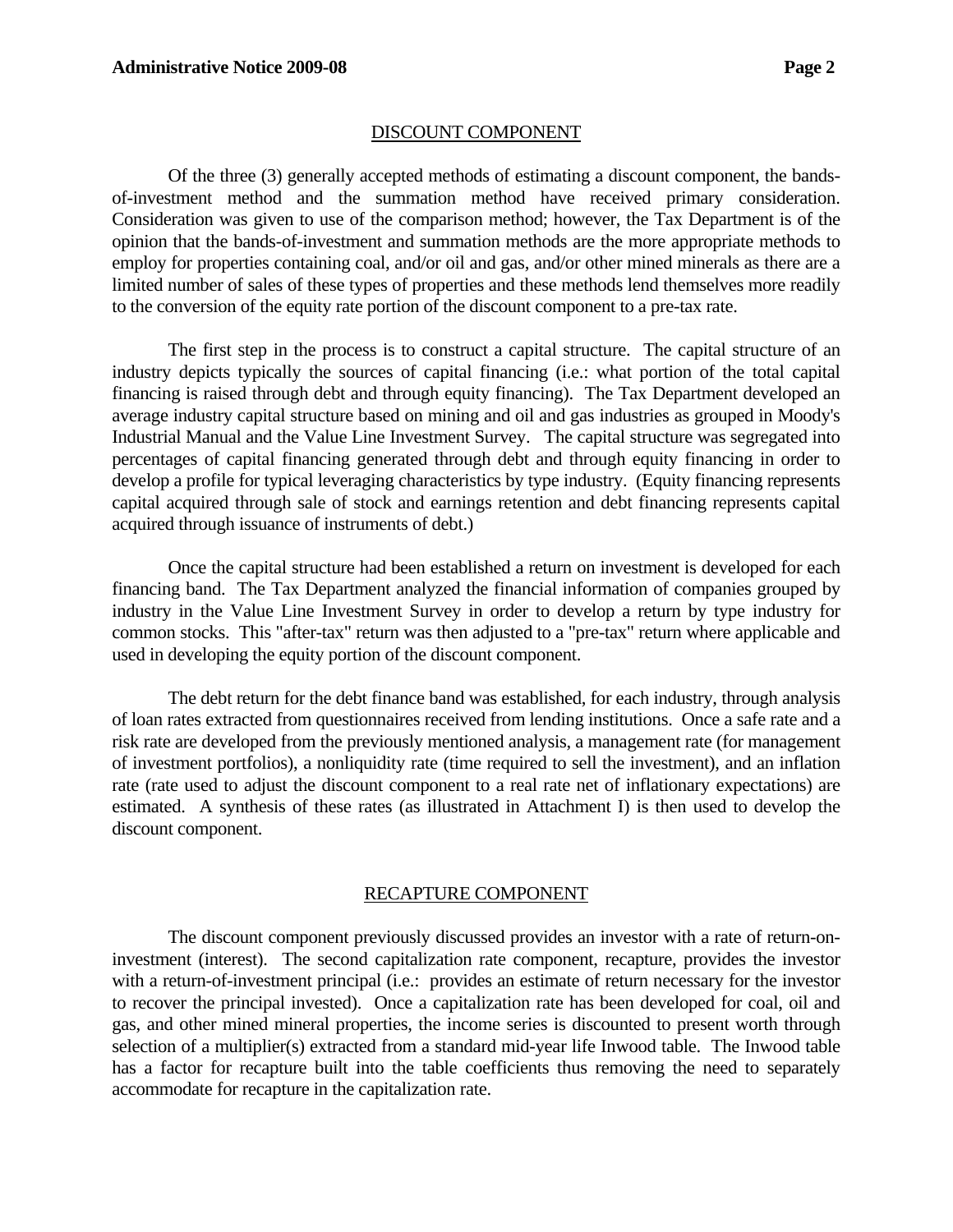## DISCOUNT COMPONENT

Of the three (3) generally accepted methods of estimating a discount component, the bands-of-investment method and the summation method have received primary consideration. Consideration was given to use of the comparison method; however, the Tax Department is of the opinion that the bands-of-investment and summation methods are the more appropriate methods to employ for properties containing coal, and/or oil and gas, and/or other mined minerals as there are a limited number of sales of these types of properties and these methods lend themselves more readily to the conversion of the equity rate portion of the discount component to a pre-tax rate.

The first step in the process is to construct a capital structure. The capital structure of an industry depicts typically the sources of capital financing (i.e.: what portion of the total capital financing is raised through debt and through equity financing). The Tax Department developed an average industry capital structure based on mining and oil and gas industries as grouped in Moody's Industrial Manual and the Value Line Investment Survey. The capital structure was segregated into percentages of capital financing generated through debt and through equity financing in order to develop a profile for typical leveraging characteristics by type industry. (Equity financing represents capital acquired through sale of stock and earnings retention and debt financing represents capital acquired through issuance of instruments of debt.)

Once the capital structure had been established a return on investment is developed for each financing band. The Tax Department analyzed the financial information of companies grouped by industry in the Value Line Investment Survey in order to develop a return by type industry for common stocks. This "after-tax" return was then adjusted to a "pre-tax" return where applicable and used in developing the equity portion of the discount component.

The debt return for the debt finance band was established, for each industry, through analysis of loan rates extracted from questionnaires received from lending institutions. Once a safe rate and a risk rate are developed from the previously mentioned analysis, a management rate (for management of investment portfolios), a nonliquidity rate (time required to sell the investment), and an inflation rate (rate used to adjust the discount component to a real rate net of inflationary expectations) are estimated. A synthesis of these rates (as illustrated in Attachment I) is then used to develop the discount component.

## RECAPTURE COMPONENT

The discount component previously discussed provides an investor with a rate of return-on-investment (interest). The second capitalization rate component, recapture, provides the investor with a return-of-investment principal (i.e.: provides an estimate of return necessary for the investor to recover the principal invested). Once a capitalization rate has been developed for coal, oil and gas, and other mined mineral properties, the income series is discounted to present worth through selection of a multiplier(s) extracted from a standard mid-year life Inwood table. The Inwood table has a factor for recapture built into the table coefficients thus removing the need to separately accommodate for recapture in the capitalization rate.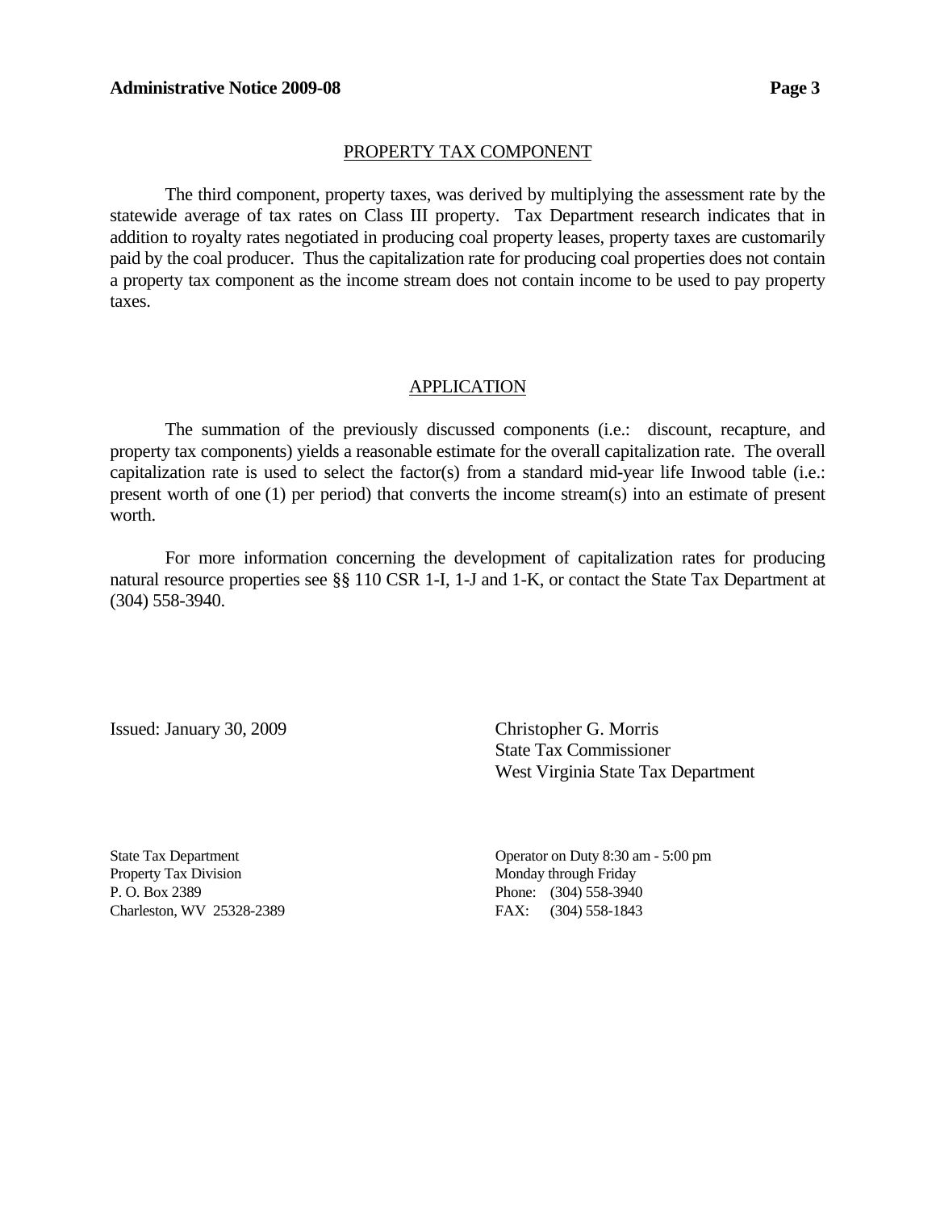## PROPERTY TAX COMPONENT

The third component, property taxes, was derived by multiplying the assessment rate by the statewide average of tax rates on Class III property. Tax Department research indicates that in addition to royalty rates negotiated in producing coal property leases, property taxes are customarily paid by the coal producer. Thus the capitalization rate for producing coal properties does not contain a property tax component as the income stream does not contain income to be used to pay property taxes.

## APPLICATION

The summation of the previously discussed components (i.e.: discount, recapture, and property tax components) yields a reasonable estimate for the overall capitalization rate. The overall capitalization rate is used to select the factor(s) from a standard mid-year life Inwood table (i.e.: present worth of one (1) per period) that converts the income stream(s) into an estimate of present worth.

For more information concerning the development of capitalization rates for producing natural resource properties see §§ 110 CSR 1-I, 1-J and 1-K, or contact the State Tax Department at (304) 558-3940.

Issued: January 30, 2009

Christopher G. Morris
State Tax Commissioner
West Virginia State Tax Department

State Tax Department
Property Tax Division
P. O. Box 2389
Charleston, WV 25328-2389

Operator on Duty 8:30 am - 5:00 pm
Monday through Friday
Phone: (304) 558-3940
FAX: (304) 558-1843